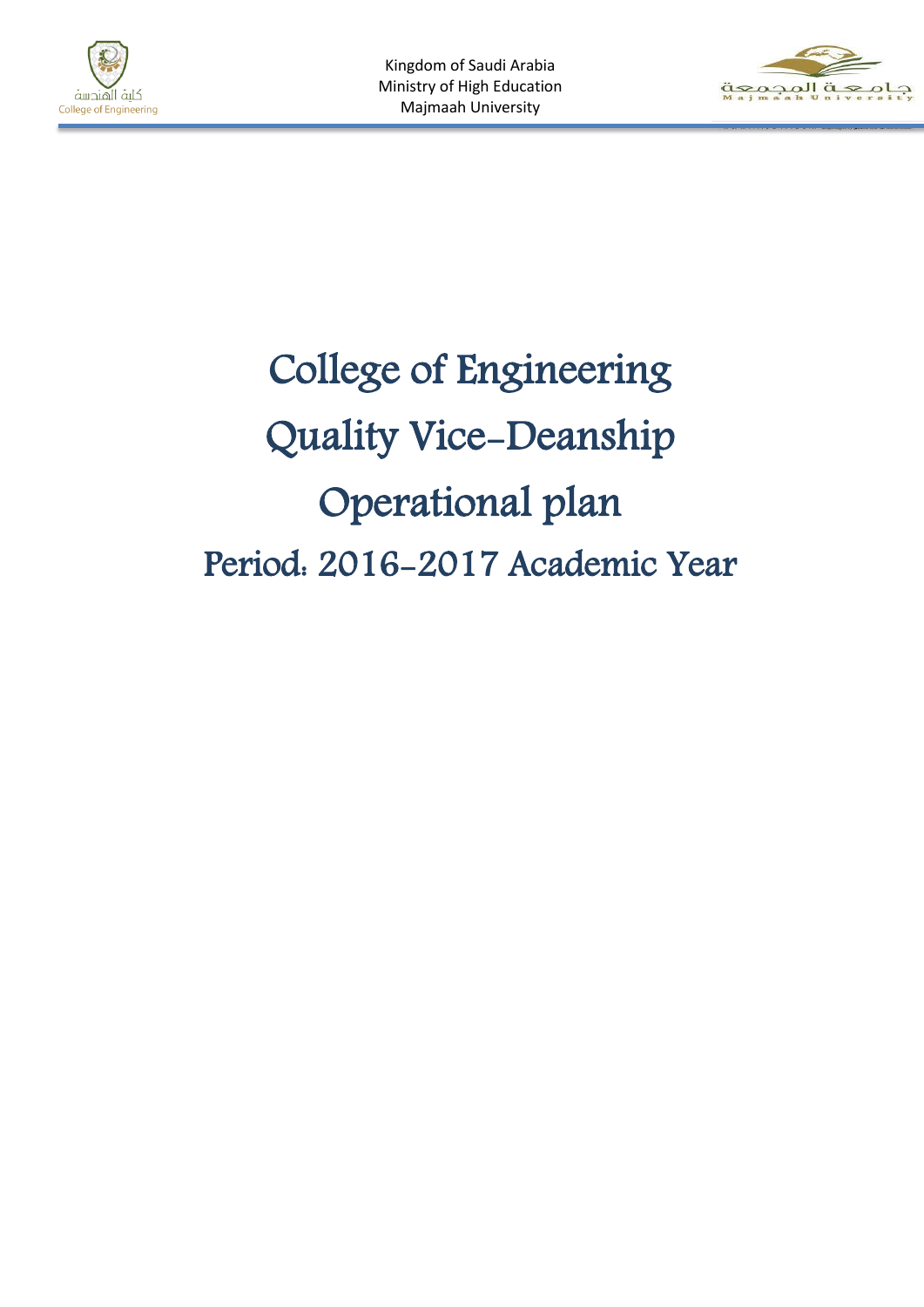Kingdom of Saudi Arabia
Ministry of High Education
Majmaah University

# College of Engineering

# Quality Vice-Deanship

# Operational plan

## Period: 2016-2017 Academic Year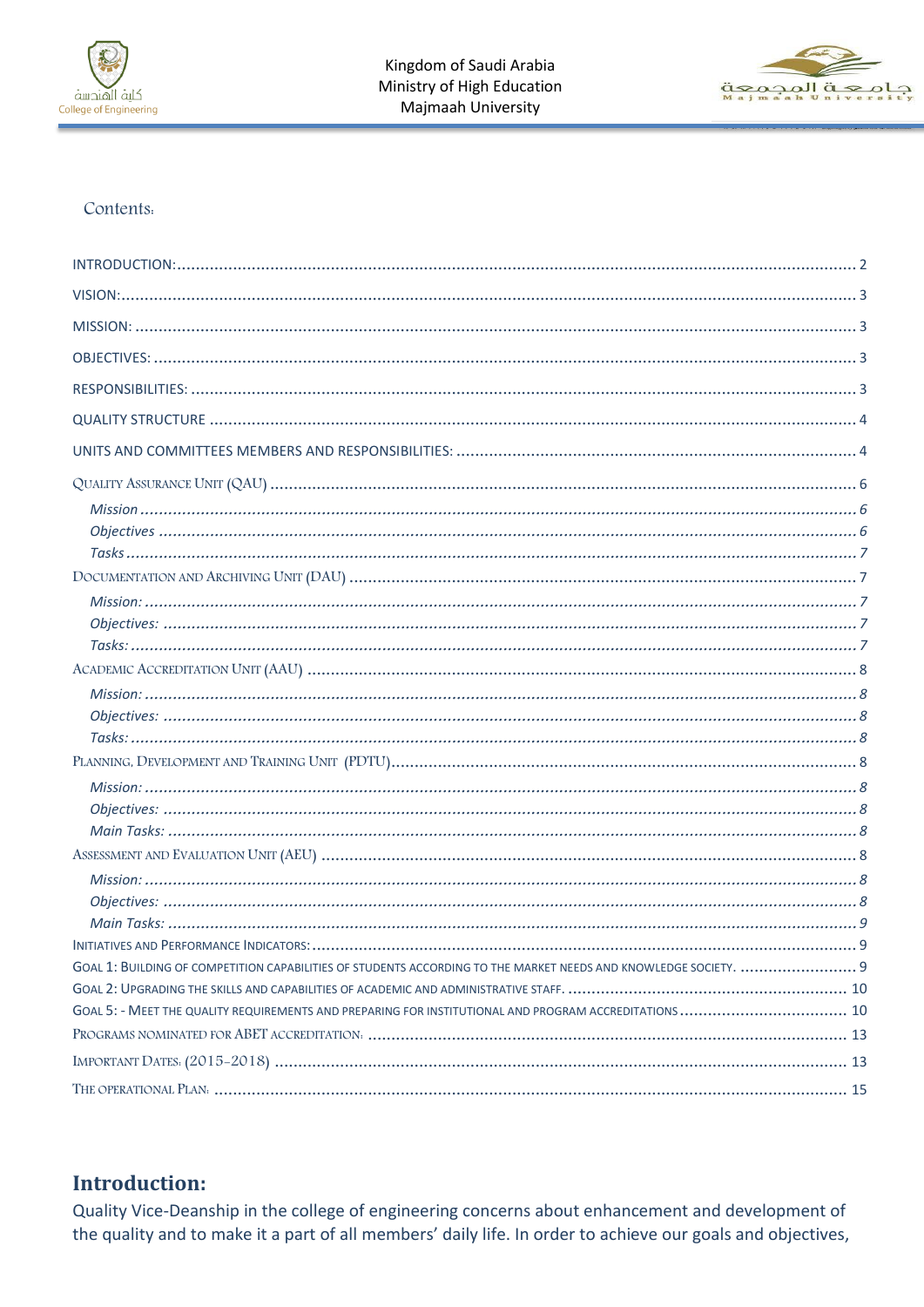Contents:

INTRODUCTION: ..... 2

VISION: ..... 3

MISSION: ..... 3

OBJECTIVES: ..... 3

RESPONSIBILITIES: ..... 3

QUALITY STRUCTURE ..... 4

UNITS AND COMMITTEES MEMBERS AND RESPONSIBILITIES: ..... 4

QUALITY ASSURANCE UNIT (QAU) ..... 6

- *Mission* ..... 6
- *Objectives* ..... 6
- *Tasks* ..... 7

DOCUMENTATION AND ARCHIVING UNIT (DAU) ..... 7

- *Mission:* ..... 7
- *Objectives:* ..... 7
- *Tasks:* ..... 7

ACADEMIC ACCREDITATION UNIT (AAU) ..... 8

- *Mission:* ..... 8
- *Objectives:* ..... 8
- *Tasks:* ..... 8

PLANNING, DEVELOPMENT AND TRAINING UNIT (PDTU) ..... 8

- *Mission:* ..... 8
- *Objectives:* ..... 8
- *Main Tasks:* ..... 8

ASSESSMENT AND EVALUATION UNIT (AEU) ..... 8

- *Mission:* ..... 8
- *Objectives:* ..... 8
- *Main Tasks:* ..... 9

INITIATIVES AND PERFORMANCE INDICATORS: ..... 9

GOAL 1: BUILDING OF COMPETITION CAPABILITIES OF STUDENTS ACCORDING TO THE MARKET NEEDS AND KNOWLEDGE SOCIETY. ..... 9

GOAL 2: UPGRADING THE SKILLS AND CAPABILITIES OF ACADEMIC AND ADMINISTRATIVE STAFF. ..... 10

GOAL 5: - MEET THE QUALITY REQUIREMENTS AND PREPARING FOR INSTITUTIONAL AND PROGRAM ACCREDITATIONS ..... 10

PROGRAMS NOMINATED FOR ABET ACCREDITATION: ..... 13

IMPORTANT DATES: (2015-2018) ..... 13

THE OPERATIONAL PLAN: ..... 15

## Introduction:

Quality Vice-Deanship in the college of engineering concerns about enhancement and development of the quality and to make it a part of all members' daily life. In order to achieve our goals and objectives,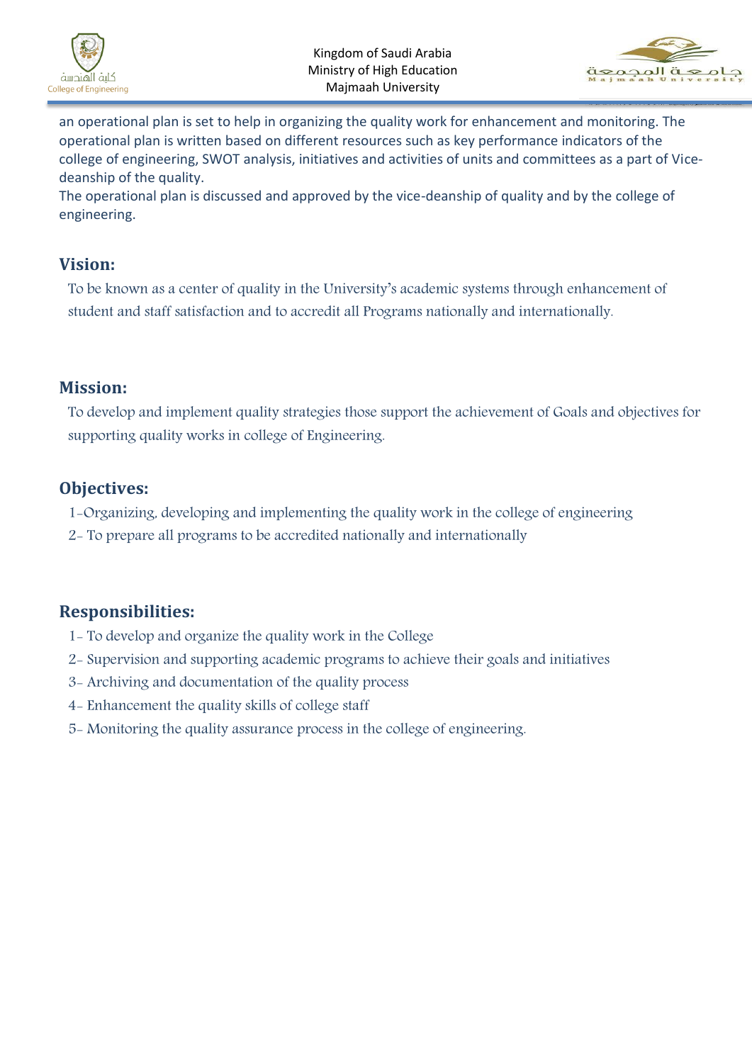an operational plan is set to help in organizing the quality work for enhancement and monitoring. The operational plan is written based on different resources such as key performance indicators of the college of engineering, SWOT analysis, initiatives and activities of units and committees as a part of Vice-deanship of the quality.

The operational plan is discussed and approved by the vice-deanship of quality and by the college of engineering.

## Vision:

To be known as a center of quality in the University's academic systems through enhancement of student and staff satisfaction and to accredit all Programs nationally and internationally.

## Mission:

To develop and implement quality strategies those support the achievement of Goals and objectives for supporting quality works in college of Engineering.

## Objectives:

1-Organizing, developing and implementing the quality work in the college of engineering

2- To prepare all programs to be accredited nationally and internationally

## Responsibilities:

1- To develop and organize the quality work in the College

2- Supervision and supporting academic programs to achieve their goals and initiatives

3- Archiving and documentation of the quality process

4- Enhancement the quality skills of college staff

5- Monitoring the quality assurance process in the college of engineering.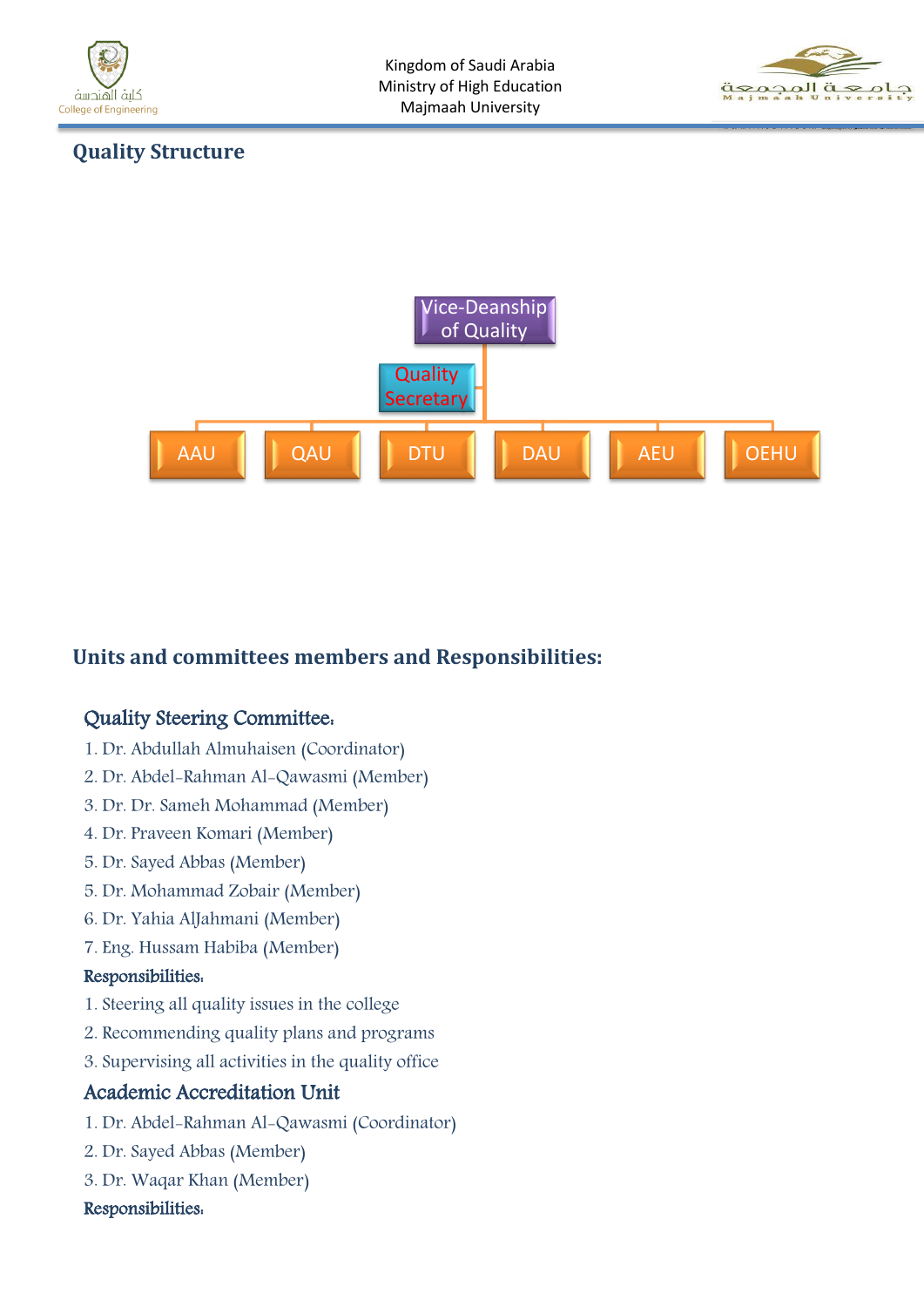## Quality Structure

Vice-Deanship of Quality

Quality Secretary

AAU | QAU | DTU | DAU | AEU | OEHU

## Units and committees members and Responsibilities:

### Quality Steering Committee:

1. Dr. Abdullah Almuhaisen (Coordinator)
2. Dr. Abdel-Rahman Al-Qawasmi (Member)
3. Dr. Dr. Sameh Mohammad (Member)
4. Dr. Praveen Komari (Member)
5. Dr. Sayed Abbas (Member)
5. Dr. Mohammad Zobair (Member)
6. Dr. Yahia AlJahmani (Member)
7. Eng. Hussam Habiba (Member)

**Responsibilities:**

1. Steering all quality issues in the college
2. Recommending quality plans and programs
3. Supervising all activities in the quality office

### Academic Accreditation Unit

1. Dr. Abdel-Rahman Al-Qawasmi (Coordinator)
2. Dr. Sayed Abbas (Member)
3. Dr. Waqar Khan (Member)

**Responsibilities:**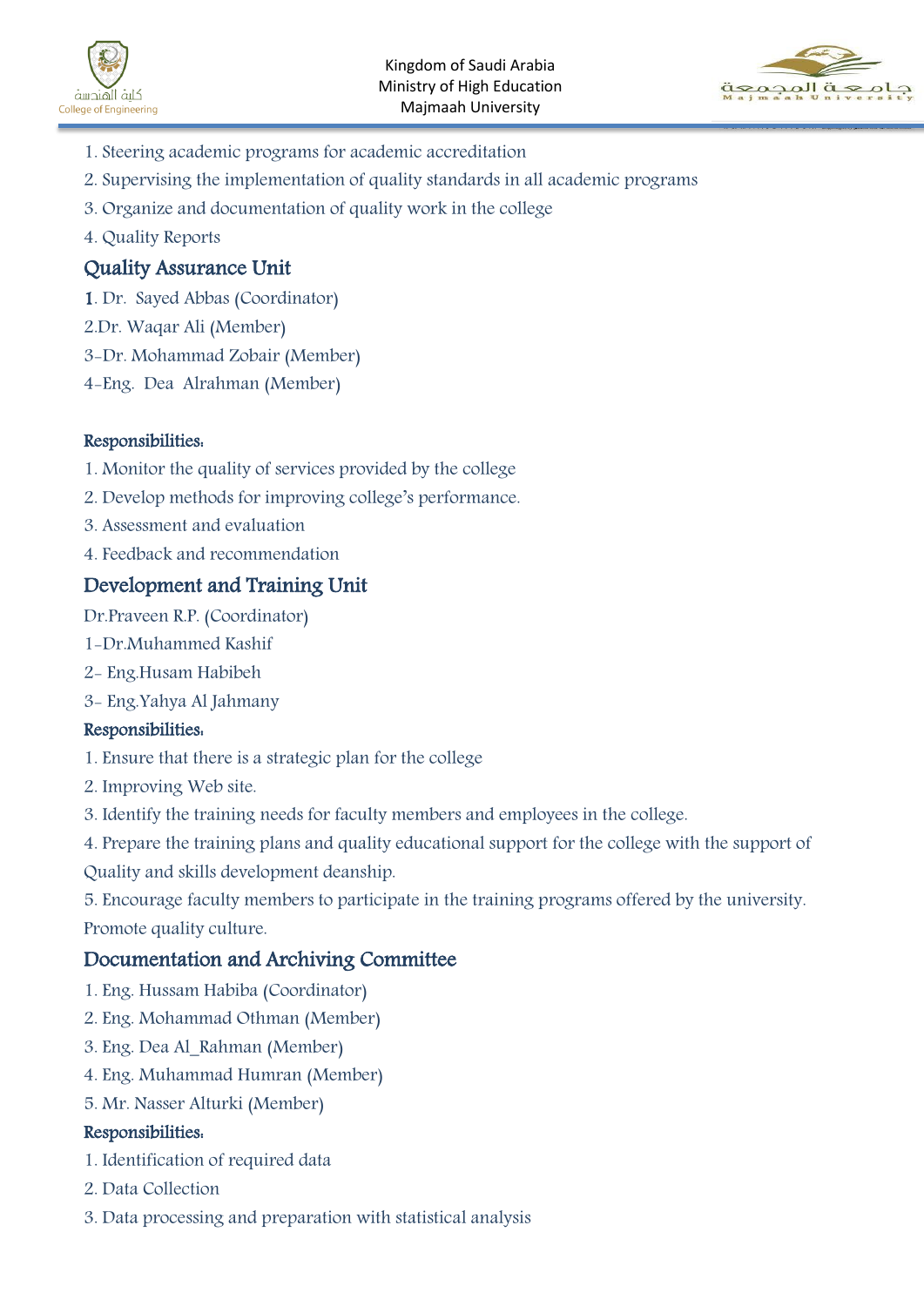1. Steering academic programs for academic accreditation
2. Supervising the implementation of quality standards in all academic programs
3. Organize and documentation of quality work in the college
4. Quality Reports

## Quality Assurance Unit

1. Dr. Sayed Abbas (Coordinator)
2.Dr. Waqar Ali (Member)
3-Dr. Mohammad Zobair (Member)
4-Eng. Dea Alrahman (Member)

**Responsibilities:**

1. Monitor the quality of services provided by the college
2. Develop methods for improving college's performance.
3. Assessment and evaluation
4. Feedback and recommendation

## Development and Training Unit

Dr.Praveen R.P. (Coordinator)
1-Dr.Muhammed Kashif
2- Eng.Husam Habibeh
3- Eng.Yahya Al Jahmany

**Responsibilities:**

1. Ensure that there is a strategic plan for the college
2. Improving Web site.
3. Identify the training needs for faculty members and employees in the college.
4. Prepare the training plans and quality educational support for the college with the support of Quality and skills development deanship.
5. Encourage faculty members to participate in the training programs offered by the university. Promote quality culture.

## Documentation and Archiving Committee

1. Eng. Hussam Habiba (Coordinator)
2. Eng. Mohammad Othman (Member)
3. Eng. Dea Al_Rahman (Member)
4. Eng. Muhammad Humran (Member)
5. Mr. Nasser Alturki (Member)

**Responsibilities:**

1. Identification of required data
2. Data Collection
3. Data processing and preparation with statistical analysis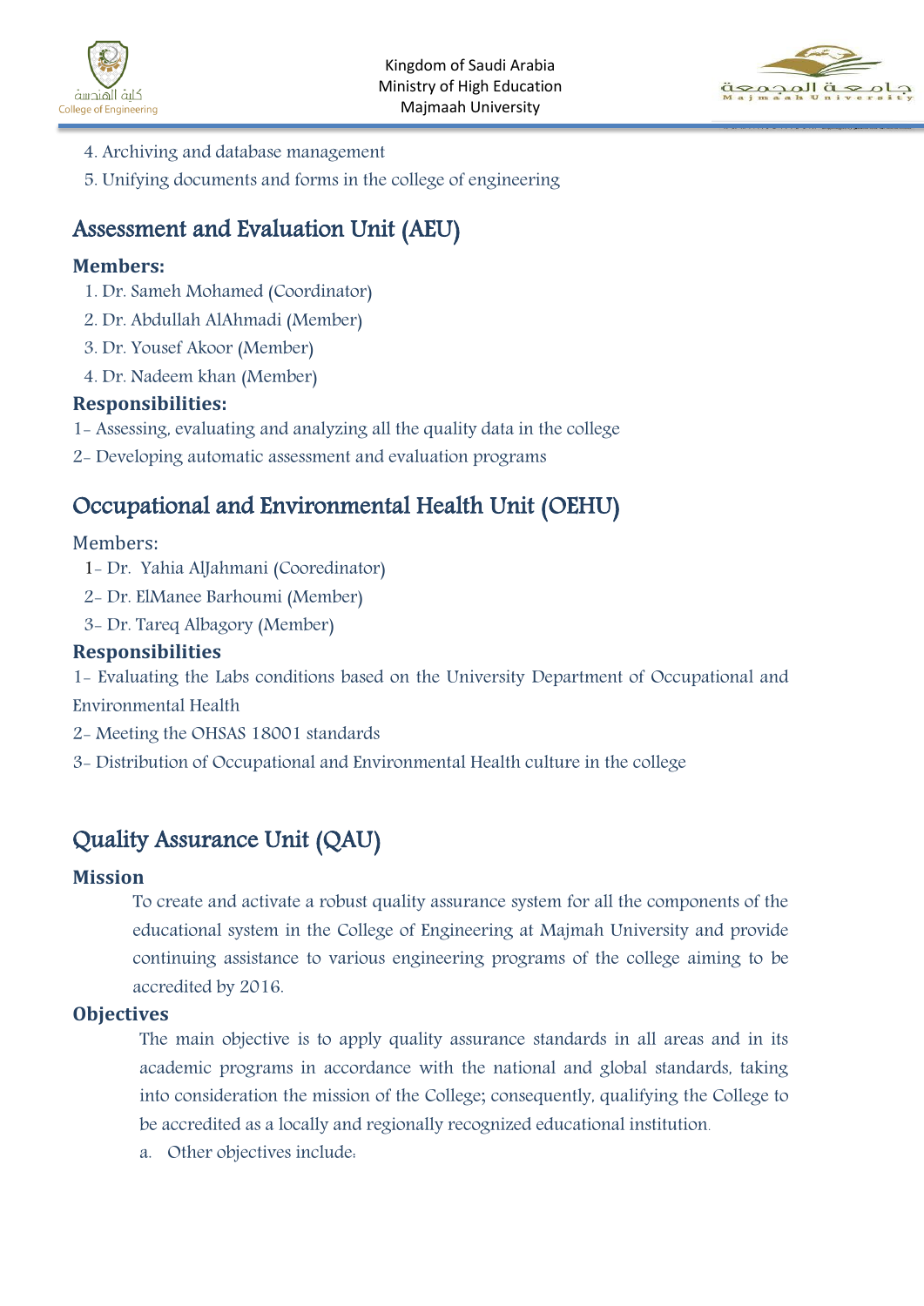4. Archiving and database management
5. Unifying documents and forms in the college of engineering

## Assessment and Evaluation Unit (AEU)

**Members:**

1. Dr. Sameh Mohamed (Coordinator)
2. Dr. Abdullah AlAhmadi (Member)
3. Dr. Yousef Akoor (Member)
4. Dr. Nadeem khan (Member)

**Responsibilities:**

1- Assessing, evaluating and analyzing all the quality data in the college

2- Developing automatic assessment and evaluation programs

## Occupational and Environmental Health Unit (OEHU)

Members:

1- Dr. Yahia AlJahmani (Cooredinator)

2- Dr. ElManee Barhoumi (Member)

3- Dr. Tareq Albagory (Member)

**Responsibilities**

1- Evaluating the Labs conditions based on the University Department of Occupational and Environmental Health

2- Meeting the OHSAS 18001 standards

3- Distribution of Occupational and Environmental Health culture in the college

## Quality Assurance Unit (QAU)

**Mission**

To create and activate a robust quality assurance system for all the components of the educational system in the College of Engineering at Majmah University and provide continuing assistance to various engineering programs of the college aiming to be accredited by 2016.

**Objectives**

The main objective is to apply quality assurance standards in all areas and in its academic programs in accordance with the national and global standards, taking into consideration the mission of the College; consequently, qualifying the College to be accredited as a locally and regionally recognized educational institution.

a. Other objectives include: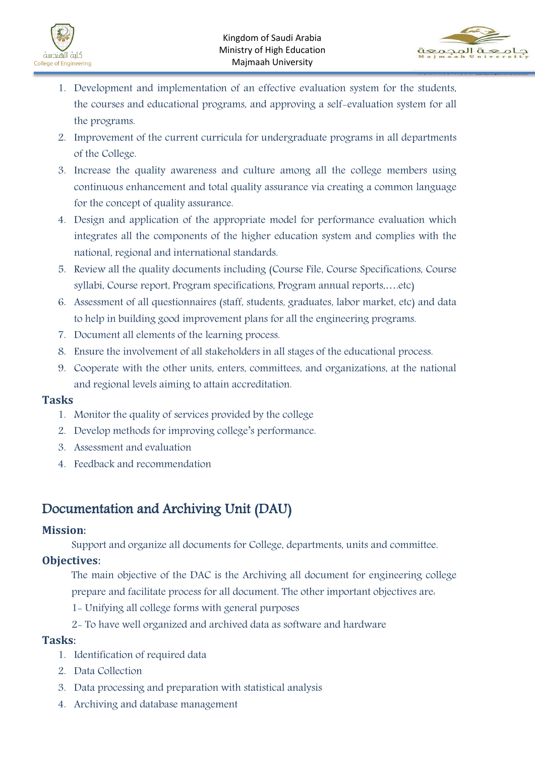1. Development and implementation of an effective evaluation system for the students, the courses and educational programs, and approving a self-evaluation system for all the programs.
2. Improvement of the current curricula for undergraduate programs in all departments of the College.
3. Increase the quality awareness and culture among all the college members using continuous enhancement and total quality assurance via creating a common language for the concept of quality assurance.
4. Design and application of the appropriate model for performance evaluation which integrates all the components of the higher education system and complies with the national, regional and international standards.
5. Review all the quality documents including (Course File, Course Specifications, Course syllabi, Course report, Program specifications, Program annual reports,….etc)
6. Assessment of all questionnaires (staff, students, graduates, labor market, etc) and data to help in building good improvement plans for all the engineering programs.
7. Document all elements of the learning process.
8. Ensure the involvement of all stakeholders in all stages of the educational process.
9. Cooperate with the other units, enters, committees, and organizations, at the national and regional levels aiming to attain accreditation.

### Tasks

1. Monitor the quality of services provided by the college
2. Develop methods for improving college's performance.
3. Assessment and evaluation
4. Feedback and recommendation

## Documentation and Archiving Unit (DAU)

### Mission:

Support and organize all documents for College, departments, units and committee.

### Objectives:

The main objective of the DAC is the Archiving all document for engineering college prepare and facilitate process for all document. The other important objectives are:

1- Unifying all college forms with general purposes

2- To have well organized and archived data as software and hardware

### Tasks:

1. Identification of required data
2. Data Collection
3. Data processing and preparation with statistical analysis
4. Archiving and database management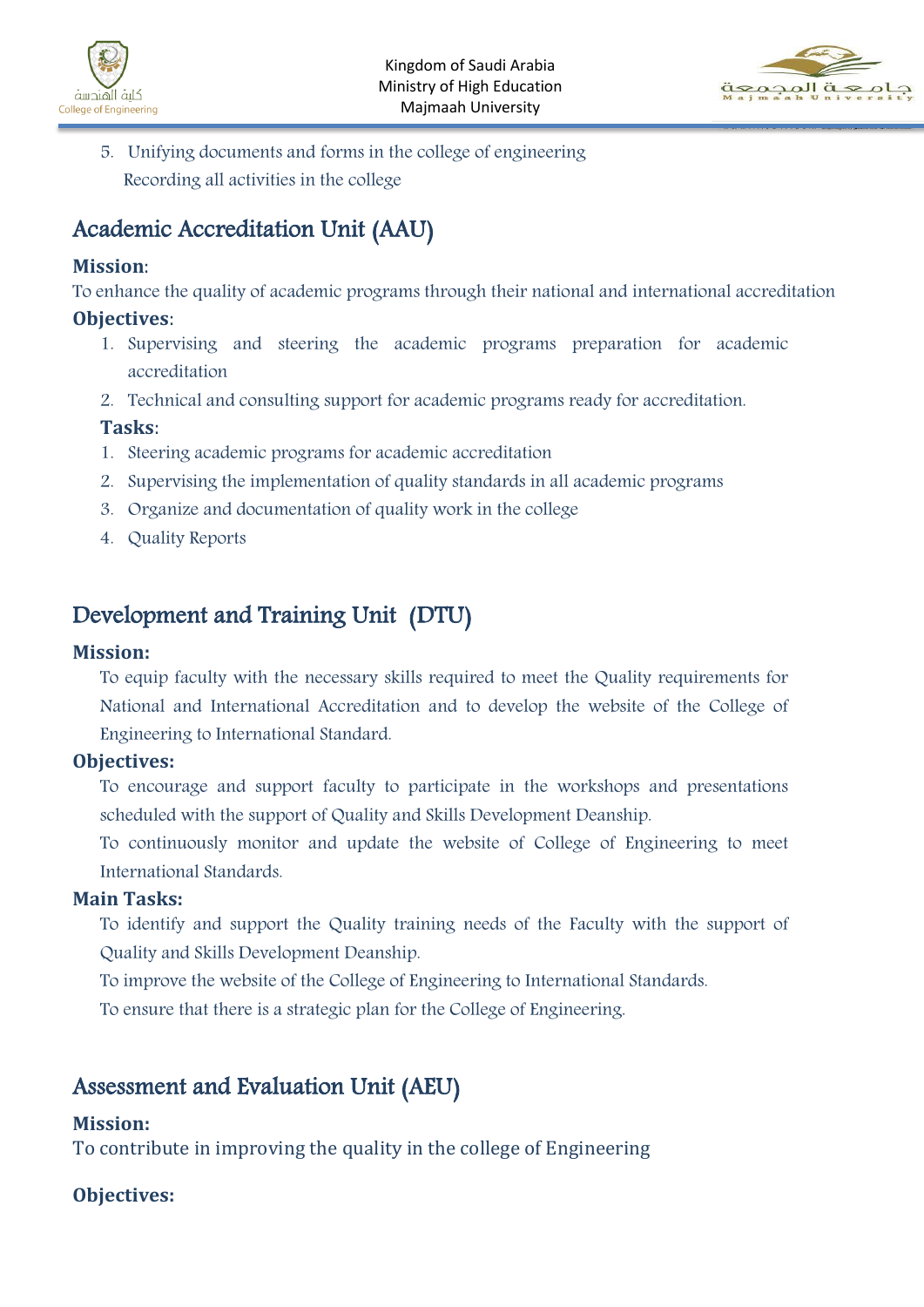5. Unifying documents and forms in the college of engineering
   Recording all activities in the college

## Academic Accreditation Unit (AAU)

**Mission**:

To enhance the quality of academic programs through their national and international accreditation

**Objectives**:

1. Supervising and steering the academic programs preparation for academic accreditation
2. Technical and consulting support for academic programs ready for accreditation.

**Tasks**:

1. Steering academic programs for academic accreditation
2. Supervising the implementation of quality standards in all academic programs
3. Organize and documentation of quality work in the college
4. Quality Reports

## Development and Training Unit (DTU)

**Mission:**

To equip faculty with the necessary skills required to meet the Quality requirements for National and International Accreditation and to develop the website of the College of Engineering to International Standard.

**Objectives:**

To encourage and support faculty to participate in the workshops and presentations scheduled with the support of Quality and Skills Development Deanship.

To continuously monitor and update the website of College of Engineering to meet International Standards.

**Main Tasks:**

To identify and support the Quality training needs of the Faculty with the support of Quality and Skills Development Deanship.

To improve the website of the College of Engineering to International Standards.

To ensure that there is a strategic plan for the College of Engineering.

## Assessment and Evaluation Unit (AEU)

**Mission:**

To contribute in improving the quality in the college of Engineering

**Objectives:**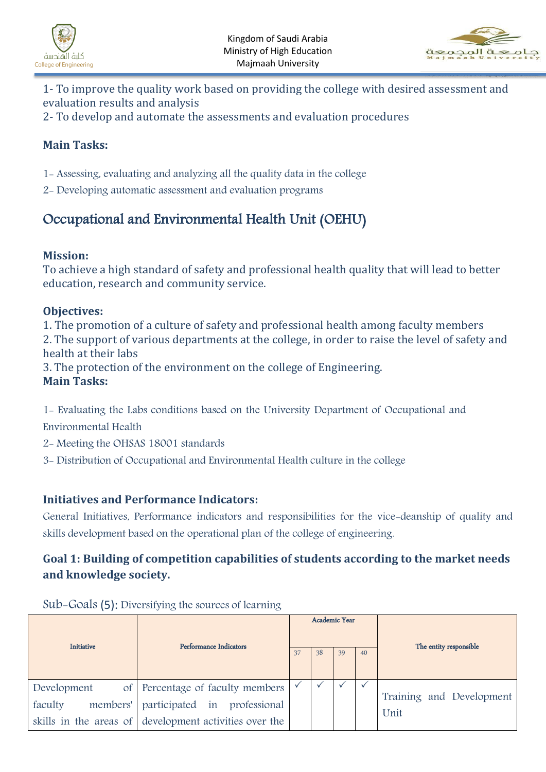1- To improve the quality work based on providing the college with desired assessment and evaluation results and analysis
2- To develop and automate the assessments and evaluation procedures

**Main Tasks:**

1- Assessing, evaluating and analyzing all the quality data in the college
2- Developing automatic assessment and evaluation programs

## Occupational and Environmental Health Unit (OEHU)

**Mission:**
To achieve a high standard of safety and professional health quality that will lead to better education, research and community service.

**Objectives:**
1. The promotion of a culture of safety and professional health among faculty members
2. The support of various departments at the college, in order to raise the level of safety and health at their labs
3. The protection of the environment on the college of Engineering.

**Main Tasks:**

1- Evaluating the Labs conditions based on the University Department of Occupational and Environmental Health
2- Meeting the OHSAS 18001 standards
3- Distribution of Occupational and Environmental Health culture in the college

**Initiatives and Performance Indicators:**

General Initiatives, Performance indicators and responsibilities for the vice-deanship of quality and skills development based on the operational plan of the college of engineering.

### Goal 1: Building of competition capabilities of students according to the market needs and knowledge society.

Sub-Goals (5): Diversifying the sources of learning

| Initiative | Performance Indicators | Academic Year | | | | The entity responsible |
|---|---|---|---|---|---|---|
| | | 37 | 38 | 39 | 40 | |
| Development of faculty members' skills in the areas of | Percentage of faculty members participated in professional development activities over the | ✓ | ✓ | ✓ | ✓ | Training and Development Unit |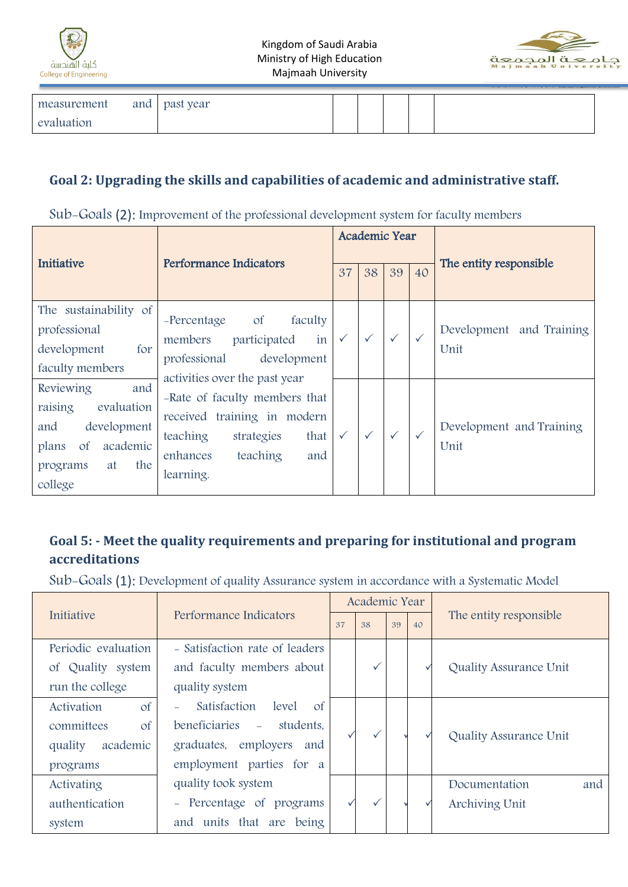| measurement and evaluation | past year | | | | | |
|---|---|---|---|---|---|---|

### Goal 2: Upgrading the skills and capabilities of academic and administrative staff.

Sub-Goals (2): Improvement of the professional development system for faculty members

| Initiative | Performance Indicators | Academic Year | | | | The entity responsible |
|---|---|---|---|---|---|---|
| | | 37 | 38 | 39 | 40 | |
| The sustainability of professional development for faculty members | -Percentage of faculty members participated in professional development activities over the past year<br>-Rate of faculty members that received training in modern teaching strategies that enhances teaching and learning. | ✓ | ✓ | ✓ | ✓ | Development and Training Unit |
| Reviewing and raising evaluation and development plans of academic programs at the college | | ✓ | ✓ | ✓ | ✓ | Development and Training Unit |

### Goal 5: - Meet the quality requirements and preparing for institutional and program accreditations

Sub-Goals (1): Development of quality Assurance system in accordance with a Systematic Model

| Initiative | Performance Indicators | Academic Year | | | | The entity responsible |
|---|---|---|---|---|---|---|
| | | 37 | 38 | 39 | 40 | |
| Periodic evaluation of Quality system run the college | - Satisfaction rate of leaders and faculty members about quality system<br>- Satisfaction level of beneficiaries - students, graduates, employers and employment parties for a quality took system<br>- Percentage of programs and units that are being | | ✓ | | ✓ | Quality Assurance Unit |
| Activation of committees of quality academic programs | | ✓ | ✓ | ✓ | ✓ | Quality Assurance Unit |
| Activating authentication system | | ✓ | ✓ | ✓ | ✓ | Documentation and Archiving Unit |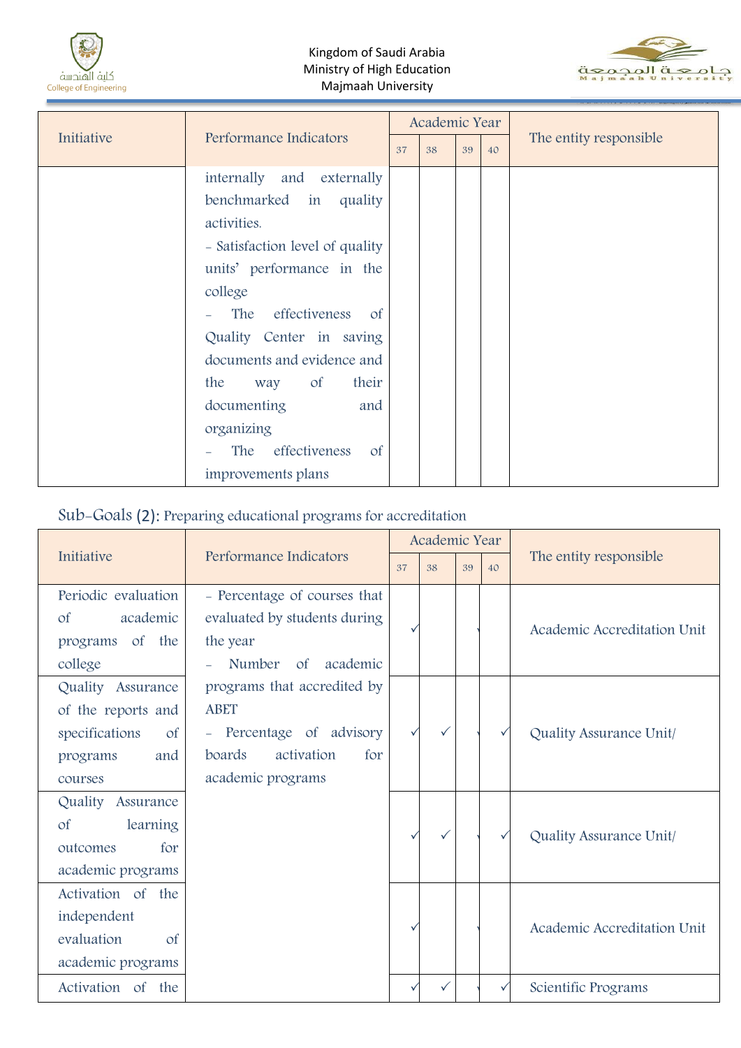| Initiative | Performance Indicators | Academic Year | | | | The entity responsible |
|---|---|---|---|---|---|---|
| | | 37 | 38 | 39 | 40 | |
| | internally and externally benchmarked in quality activities.<br>- Satisfaction level of quality units' performance in the college<br>- The effectiveness of Quality Center in saving documents and evidence and the way of their documenting and organizing<br>- The effectiveness of improvements plans | | | | | |

Sub-Goals (2): Preparing educational programs for accreditation

| Initiative | Performance Indicators | Academic Year | | | | The entity responsible |
|---|---|---|---|---|---|---|
| | | 37 | 38 | 39 | 40 | |
| Periodic evaluation of academic programs of the college | - Percentage of courses that evaluated by students during the year<br>- Number of academic programs that accredited by ABET<br>- Percentage of advisory boards activation for academic programs | ✓ | | ✓ | | Academic Accreditation Unit |
| Quality Assurance of the reports and specifications of programs and courses | | ✓ | ✓ | ✓ | ✓ | Quality Assurance Unit/ |
| Quality Assurance of learning outcomes for academic programs | | ✓ | ✓ | ✓ | ✓ | Quality Assurance Unit/ |
| Activation of the independent evaluation of academic programs | | ✓ | | ✓ | | Academic Accreditation Unit |
| Activation of the | | ✓ | ✓ | ✓ | ✓ | Scientific Programs |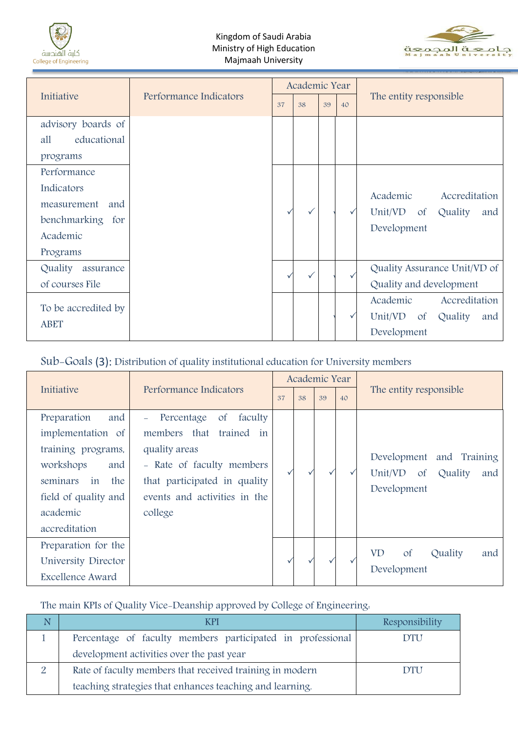| Initiative | Performance Indicators | Academic Year | | | | The entity responsible |
|---|---|---|---|---|---|---|
| | | 37 | 38 | 39 | 40 | |
| advisory boards of all educational programs | | | | | | |
| Performance Indicators measurement and benchmarking for Academic Programs | | ✓ | ✓ | ✓ | ✓ | Academic Accreditation Unit/VD of Quality and Development |
| Quality assurance of courses File | | ✓ | ✓ | ✓ | ✓ | Quality Assurance Unit/VD of Quality and development |
| To be accredited by ABET | | | | ✓ | ✓ | Academic Accreditation Unit/VD of Quality and Development |

Sub-Goals (3): Distribution of quality institutional education for University members

| Initiative | Performance Indicators | Academic Year | | | | The entity responsible |
|---|---|---|---|---|---|---|
| | | 37 | 38 | 39 | 40 | |
| Preparation and implementation of training programs, workshops and seminars in the field of quality and academic accreditation | - Percentage of faculty members that trained in quality areas<br>- Rate of faculty members that participated in quality events and activities in the college | ✓ | ✓ | ✓ | ✓ | Development and Training Unit/VD of Quality and Development |
| Preparation for the University Director Excellence Award | | ✓ | ✓ | ✓ | ✓ | VD of Quality and Development |

The main KPIs of Quality Vice-Deanship approved by College of Engineering:

| N | KPI | Responsibility |
|---|---|---|
| 1 | Percentage of faculty members participated in professional development activities over the past year | DTU |
| 2 | Rate of faculty members that received training in modern teaching strategies that enhances teaching and learning. | DTU |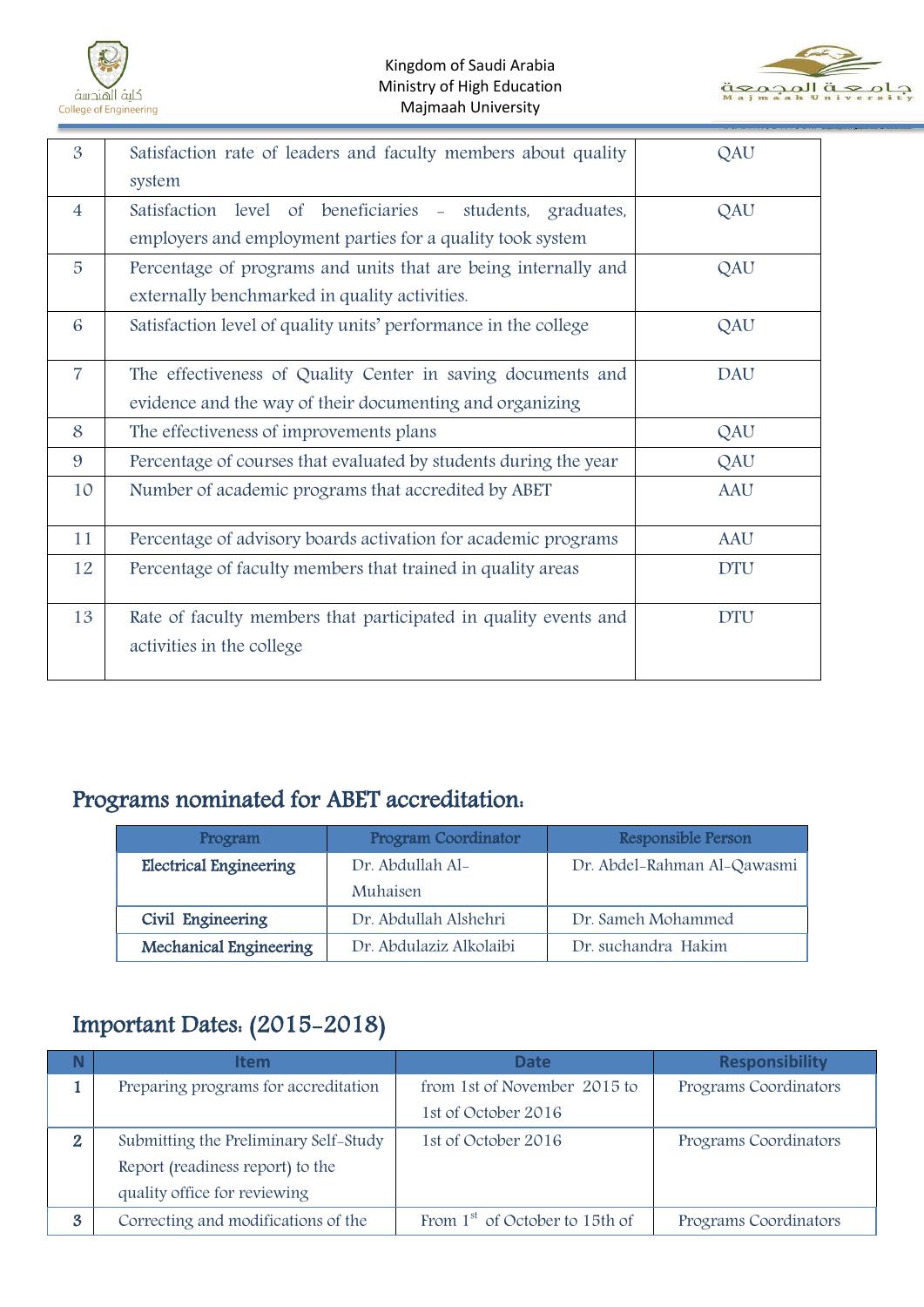| 3 | Satisfaction rate of leaders and faculty members about quality system | QAU |
|---|---|---|
| 4 | Satisfaction level of beneficiaries - students, graduates, employers and employment parties for a quality took system | QAU |
| 5 | Percentage of programs and units that are being internally and externally benchmarked in quality activities. | QAU |
| 6 | Satisfaction level of quality units' performance in the college | QAU |
| 7 | The effectiveness of Quality Center in saving documents and evidence and the way of their documenting and organizing | DAU |
| 8 | The effectiveness of improvements plans | QAU |
| 9 | Percentage of courses that evaluated by students during the year | QAU |
| 10 | Number of academic programs that accredited by ABET | AAU |
| 11 | Percentage of advisory boards activation for academic programs | AAU |
| 12 | Percentage of faculty members that trained in quality areas | DTU |
| 13 | Rate of faculty members that participated in quality events and activities in the college | DTU |

## Programs nominated for ABET accreditation:

| Program | Program Coordinator | Responsible Person |
|---|---|---|
| **Electrical Engineering** | Dr. Abdullah Al-Muhaisen | Dr. Abdel-Rahman Al-Qawasmi |
| **Civil Engineering** | Dr. Abdullah Alshehri | Dr. Sameh Mohammed |
| **Mechanical Engineering** | Dr. Abdulaziz Alkolaibi | Dr. suchandra Hakim |

## Important Dates: (2015-2018)

| N | Item | Date | Responsibility |
|---|---|---|---|
| **1** | Preparing programs for accreditation | from 1st of November 2015 to 1st of October 2016 | Programs Coordinators |
| **2** | Submitting the Preliminary Self-Study Report (readiness report) to the quality office for reviewing | 1st of October 2016 | Programs Coordinators |
| **3** | Correcting and modifications of the | From 1st of October to 15th of | Programs Coordinators |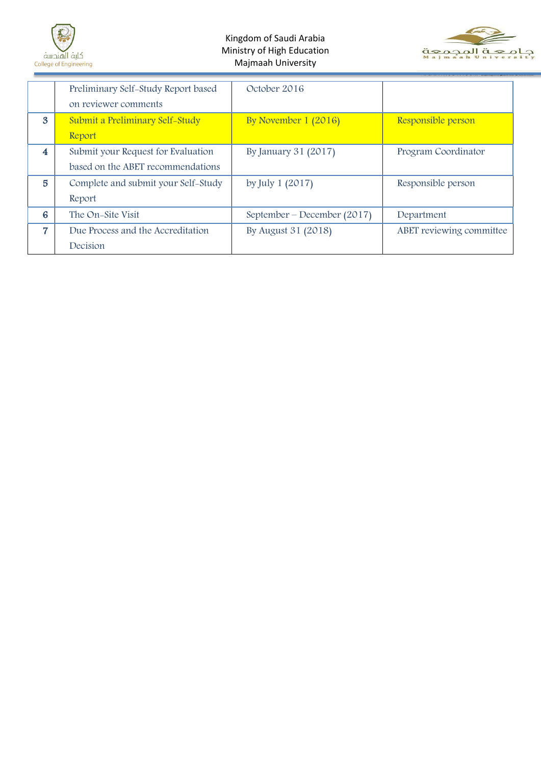|  |  |  |  |
|---|---|---|---|
|  | Preliminary Self-Study Report based on reviewer comments | October 2016 |  |
| 3 | Submit a Preliminary Self-Study Report | By November 1 (2016) | Responsible person |
| 4 | Submit your Request for Evaluation based on the ABET recommendations | By January 31 (2017) | Program Coordinator |
| 5 | Complete and submit your Self-Study Report | by July 1 (2017) | Responsible person |
| 6 | The On-Site Visit | September – December (2017) | Department |
| 7 | Due Process and the Accreditation Decision | By August 31 (2018) | ABET reviewing committee |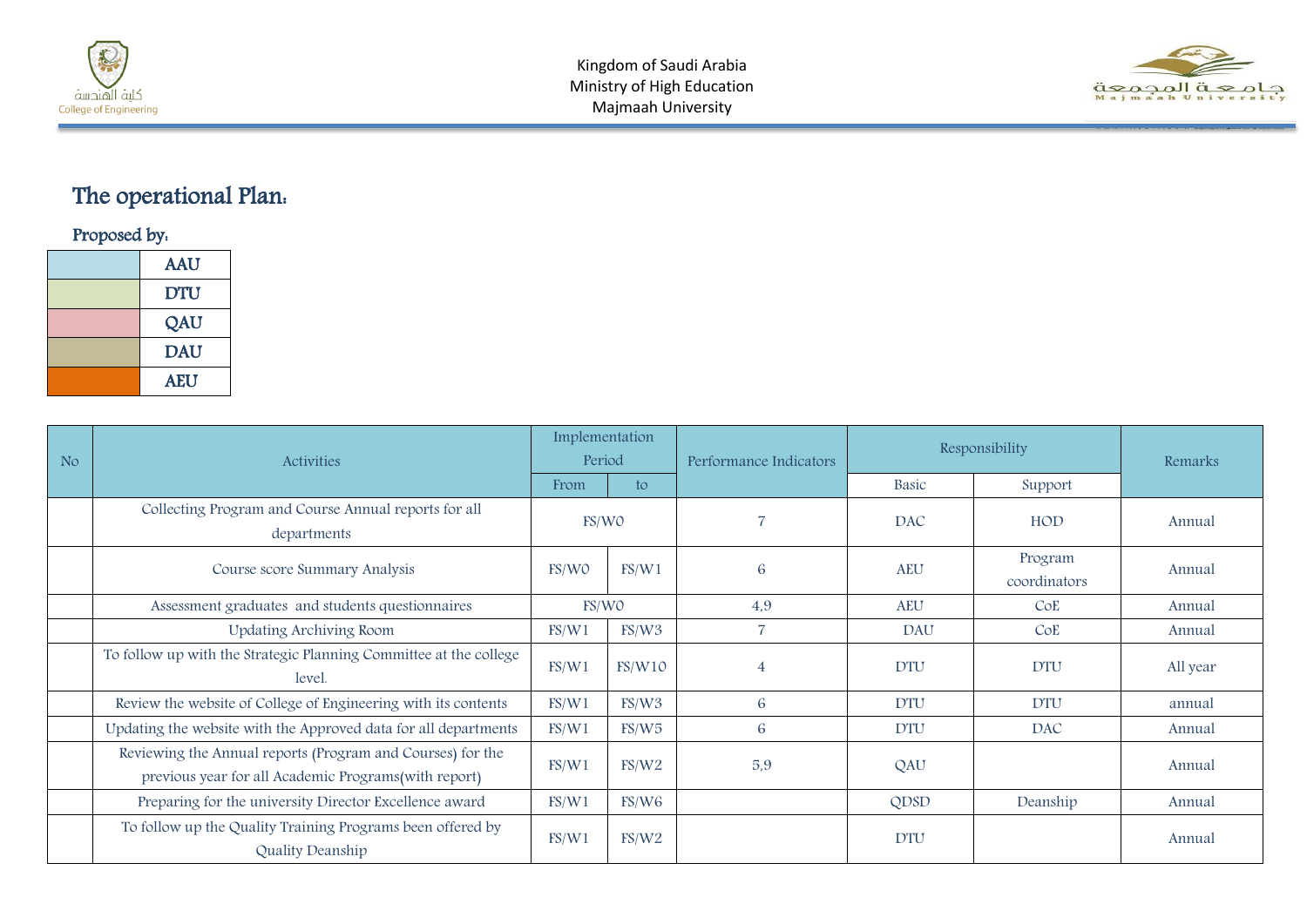# The operational Plan:

## Proposed by:

| | |
|---|---|
| | AAU |
| | DTU |
| | QAU |
| | DAU |
| | AEU |

| No | Activities | Implementation Period | | Performance Indicators | Responsibility | | Remarks |
|---|---|---|---|---|---|---|---|
| | | From | to | | Basic | Support | |
| | Collecting Program and Course Annual reports for all departments | FS/W0 | | 7 | DAC | HOD | Annual |
| | Course score Summary Analysis | FS/W0 | FS/W1 | 6 | AEU | Program coordinators | Annual |
| | Assessment graduates and students questionnaires | FS/W0 | | 4,9 | AEU | CoE | Annual |
| | Updating Archiving Room | FS/W1 | FS/W3 | 7 | DAU | CoE | Annual |
| | To follow up with the Strategic Planning Committee at the college level. | FS/W1 | FS/W10 | 4 | DTU | DTU | All year |
| | Review the website of College of Engineering with its contents | FS/W1 | FS/W3 | 6 | DTU | DTU | annual |
| | Updating the website with the Approved data for all departments | FS/W1 | FS/W5 | 6 | DTU | DAC | Annual |
| | Reviewing the Annual reports (Program and Courses) for the previous year for all Academic Programs(with report) | FS/W1 | FS/W2 | 5,9 | QAU | | Annual |
| | Preparing for the university Director Excellence award | FS/W1 | FS/W6 | | QDSD | Deanship | Annual |
| | To follow up the Quality Training Programs been offered by Quality Deanship | FS/W1 | FS/W2 | | DTU | | Annual |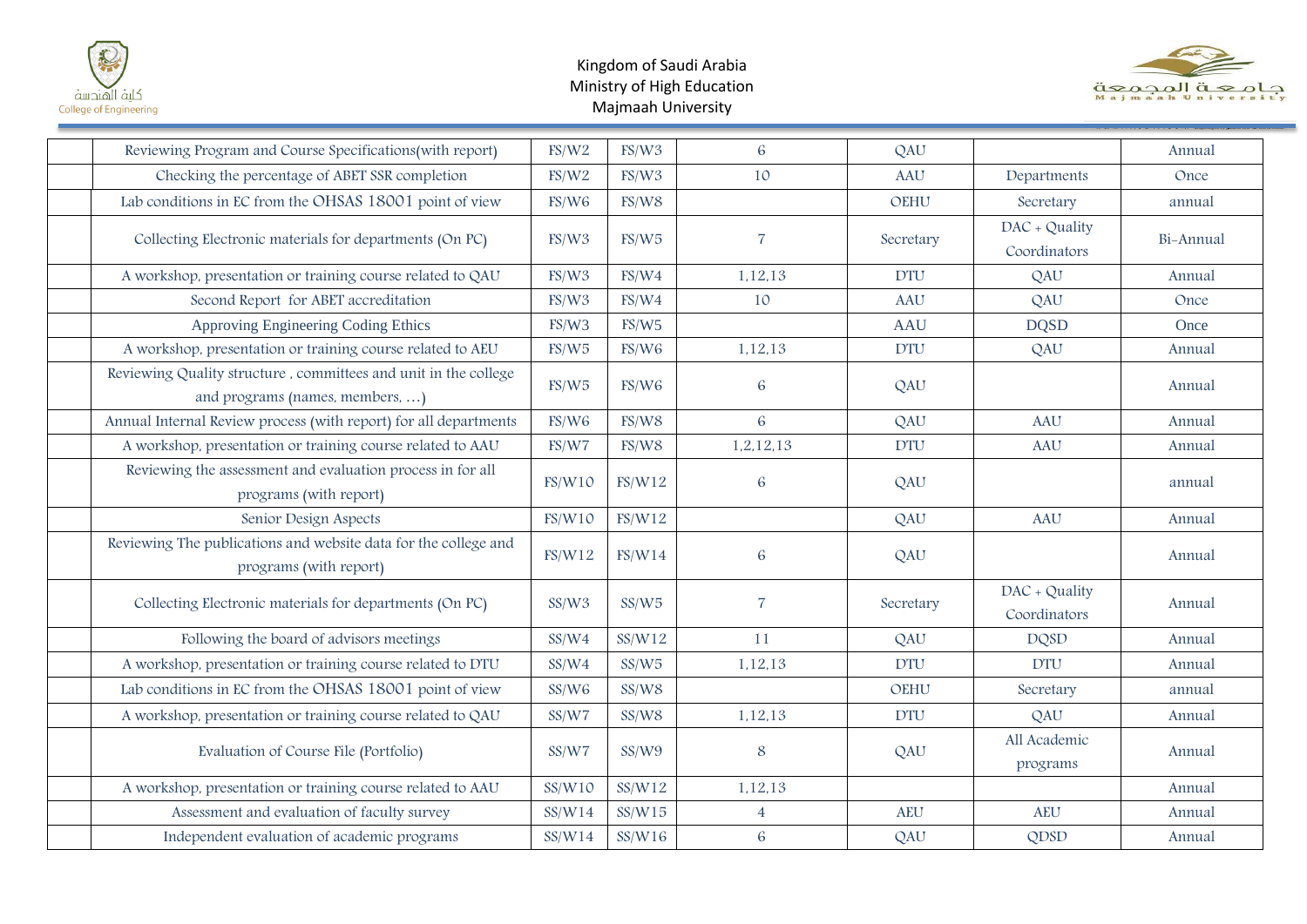| | | | | | | | |
|---|---|---|---|---|---|---|---|
| | Reviewing Program and Course Specifications(with report) | FS/W2 | FS/W3 | 6 | QAU | | Annual |
| | Checking the percentage of ABET SSR completion | FS/W2 | FS/W3 | 10 | AAU | Departments | Once |
| | Lab conditions in EC from the OHSAS 18001 point of view | FS/W6 | FS/W8 | | OEHU | Secretary | annual |
| | Collecting Electronic materials for departments (On PC) | FS/W3 | FS/W5 | 7 | Secretary | DAC + Quality Coordinators | Bi-Annual |
| | A workshop, presentation or training course related to QAU | FS/W3 | FS/W4 | 1,12,13 | DTU | QAU | Annual |
| | Second Report for ABET accreditation | FS/W3 | FS/W4 | 10 | AAU | QAU | Once |
| | Approving Engineering Coding Ethics | FS/W3 | FS/W5 | | AAU | DQSD | Once |
| | A workshop, presentation or training course related to AEU | FS/W5 | FS/W6 | 1,12,13 | DTU | QAU | Annual |
| | Reviewing Quality structure , committees and unit in the college and programs (names, members, …) | FS/W5 | FS/W6 | 6 | QAU | | Annual |
| | Annual Internal Review process (with report) for all departments | FS/W6 | FS/W8 | 6 | QAU | AAU | Annual |
| | A workshop, presentation or training course related to AAU | FS/W7 | FS/W8 | 1,2,12,13 | DTU | AAU | Annual |
| | Reviewing the assessment and evaluation process in for all programs (with report) | FS/W10 | FS/W12 | 6 | QAU | | annual |
| | Senior Design Aspects | FS/W10 | FS/W12 | | QAU | AAU | Annual |
| | Reviewing The publications and website data for the college and programs (with report) | FS/W12 | FS/W14 | 6 | QAU | | Annual |
| | Collecting Electronic materials for departments (On PC) | SS/W3 | SS/W5 | 7 | Secretary | DAC + Quality Coordinators | Annual |
| | Following the board of advisors meetings | SS/W4 | SS/W12 | 11 | QAU | DQSD | Annual |
| | A workshop, presentation or training course related to DTU | SS/W4 | SS/W5 | 1,12,13 | DTU | DTU | Annual |
| | Lab conditions in EC from the OHSAS 18001 point of view | SS/W6 | SS/W8 | | OEHU | Secretary | annual |
| | A workshop, presentation or training course related to QAU | SS/W7 | SS/W8 | 1,12,13 | DTU | QAU | Annual |
| | Evaluation of Course File (Portfolio) | SS/W7 | SS/W9 | 8 | QAU | All Academic programs | Annual |
| | A workshop, presentation or training course related to AAU | SS/W10 | SS/W12 | 1,12,13 | | | Annual |
| | Assessment and evaluation of faculty survey | SS/W14 | SS/W15 | 4 | AEU | AEU | Annual |
| | Independent evaluation of academic programs | SS/W14 | SS/W16 | 6 | QAU | QDSD | Annual |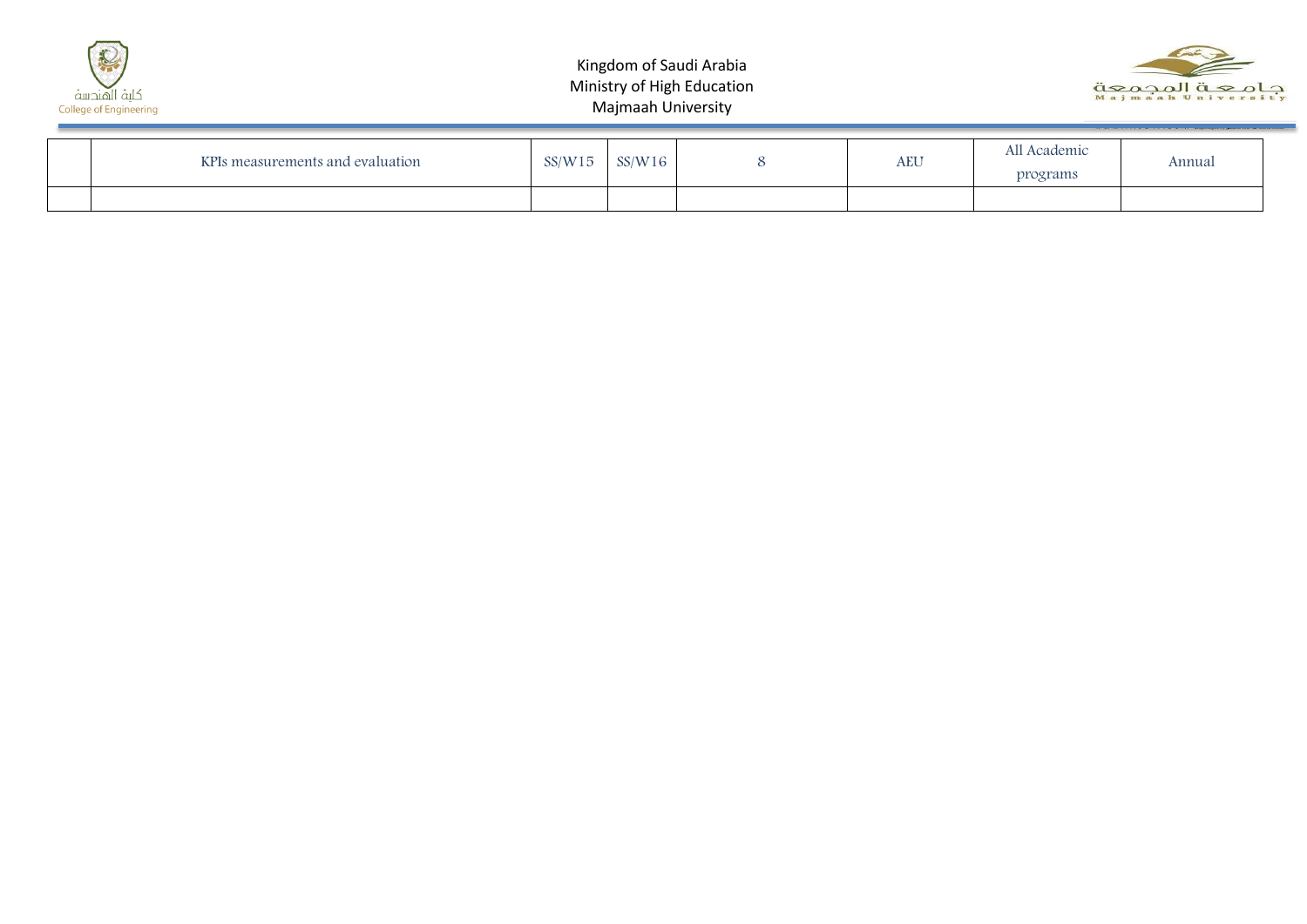| | | | | | | | |
|---|---|---|---|---|---|---|---|
| | KPIs measurements and evaluation | SS/W15 | SS/W16 | 8 | AEU | All Academic programs | Annual |
| | | | | | | | |